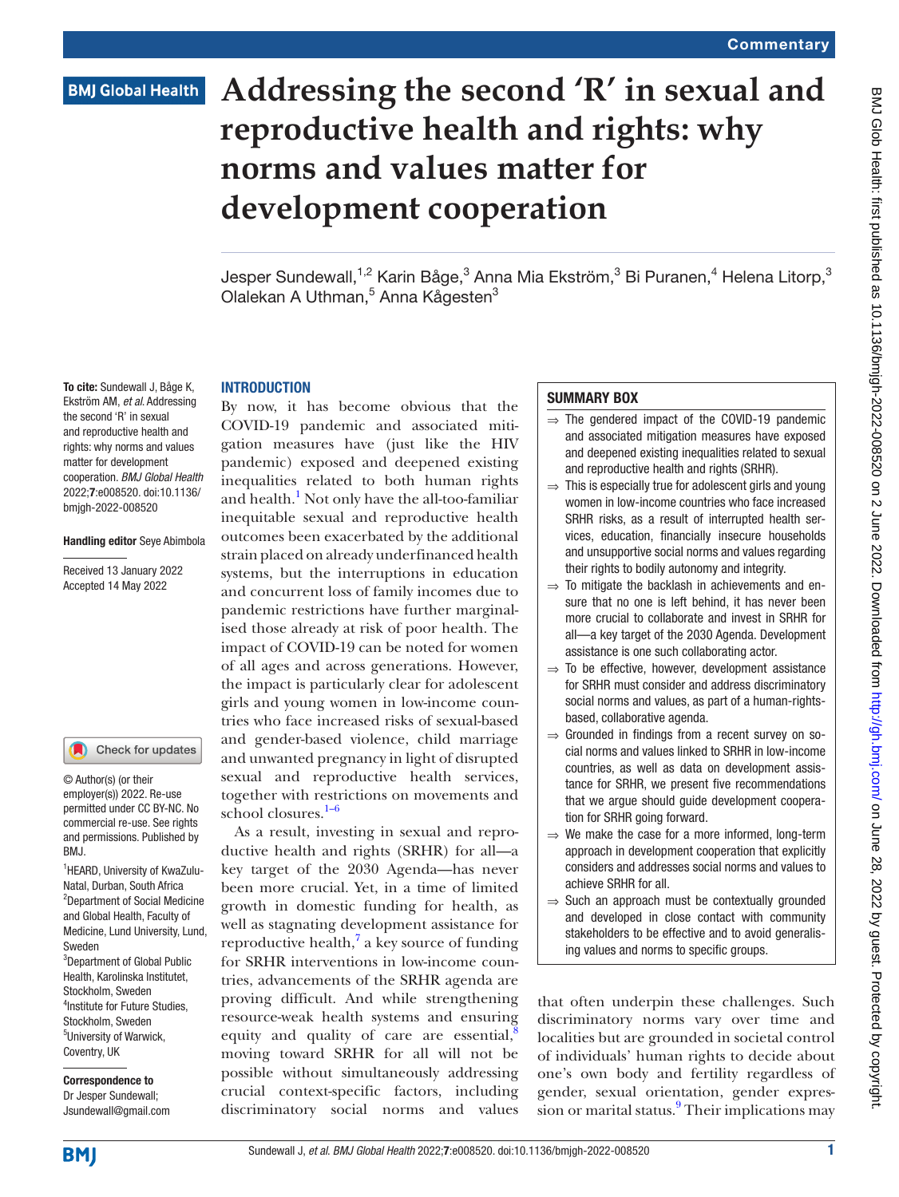# Addressing the second 'R' in sexual and reproductive health and rights: why norms and values matter for development cooperation

Jesper Sundewall,[1,2] Karin Båge,[3] Anna Mia Ekström,[3] Bi Puranen,[4] Helena Litorp,[3] Olalekan A Uthman,[5] Anna Kågesten[3]

**To cite:** Sundewall J, Båge K, Ekström AM, *et al*. Addressing the second 'R' in sexual and reproductive health and rights: why norms and values matter for development cooperation. *BMJ Global Health* 2022;**7**:e008520. doi:10.1136/bmjgh-2022-008520

**Handling editor** Seye Abimbola

Received 13 January 2022
Accepted 14 May 2022

© Author(s) (or their employer(s)) 2022. Re-use permitted under CC BY-NC. No commercial re-use. See rights and permissions. Published by BMJ.

[1]HEARD, University of KwaZulu-Natal, Durban, South Africa
[2]Department of Social Medicine and Global Health, Faculty of Medicine, Lund University, Lund, Sweden
[3]Department of Global Public Health, Karolinska Institutet, Stockholm, Sweden
[4]Institute for Future Studies, Stockholm, Sweden
[5]University of Warwick, Coventry, UK

**Correspondence to**
Dr Jesper Sundewall;
Jsundewall@gmail.com

## SUMMARY BOX

- ⇒ The gendered impact of the COVID-19 pandemic and associated mitigation measures have exposed and deepened existing inequalities related to sexual and reproductive health and rights (SRHR).
- ⇒ This is especially true for adolescent girls and young women in low-income countries who face increased SRHR risks, as a result of interrupted health services, education, financially insecure households and unsupportive social norms and values regarding their rights to bodily autonomy and integrity.
- ⇒ To mitigate the backlash in achievements and ensure that no one is left behind, it has never been more crucial to collaborate and invest in SRHR for all—a key target of the 2030 Agenda. Development assistance is one such collaborating actor.
- ⇒ To be effective, however, development assistance for SRHR must consider and address discriminatory social norms and values, as part of a human-rights-based, collaborative agenda.
- ⇒ Grounded in findings from a recent survey on social norms and values linked to SRHR in low-income countries, as well as data on development assistance for SRHR, we present five recommendations that we argue should guide development cooperation for SRHR going forward.
- ⇒ We make the case for a more informed, long-term approach in development cooperation that explicitly considers and addresses social norms and values to achieve SRHR for all.
- ⇒ Such an approach must be contextually grounded and developed in close contact with community stakeholders to be effective and to avoid generalising values and norms to specific groups.

## INTRODUCTION

By now, it has become obvious that the COVID-19 pandemic and associated mitigation measures have (just like the HIV pandemic) exposed and deepened existing inequalities related to both human rights and health.[1] Not only have the all-too-familiar inequitable sexual and reproductive health outcomes been exacerbated by the additional strain placed on already underfinanced health systems, but the interruptions in education and concurrent loss of family incomes due to pandemic restrictions have further marginalised those already at risk of poor health. The impact of COVID-19 can be noted for women of all ages and across generations. However, the impact is particularly clear for adolescent girls and young women in low-income countries who face increased risks of sexual-based and gender-based violence, child marriage and unwanted pregnancy in light of disrupted sexual and reproductive health services, together with restrictions on movements and school closures.[1–6]

As a result, investing in sexual and reproductive health and rights (SRHR) for all—a key target of the 2030 Agenda—has never been more crucial. Yet, in a time of limited growth in domestic funding for health, as well as stagnating development assistance for reproductive health,[7] a key source of funding for SRHR interventions in low-income countries, advancements of the SRHR agenda are proving difficult. And while strengthening resource-weak health systems and ensuring equity and quality of care are essential,[8] moving toward SRHR for all will not be possible without simultaneously addressing crucial context-specific factors, including discriminatory social norms and values that often underpin these challenges. Such discriminatory norms vary over time and localities but are grounded in societal control of individuals' human rights to decide about one's own body and fertility regardless of gender, sexual orientation, gender expression or marital status.[9] Their implications may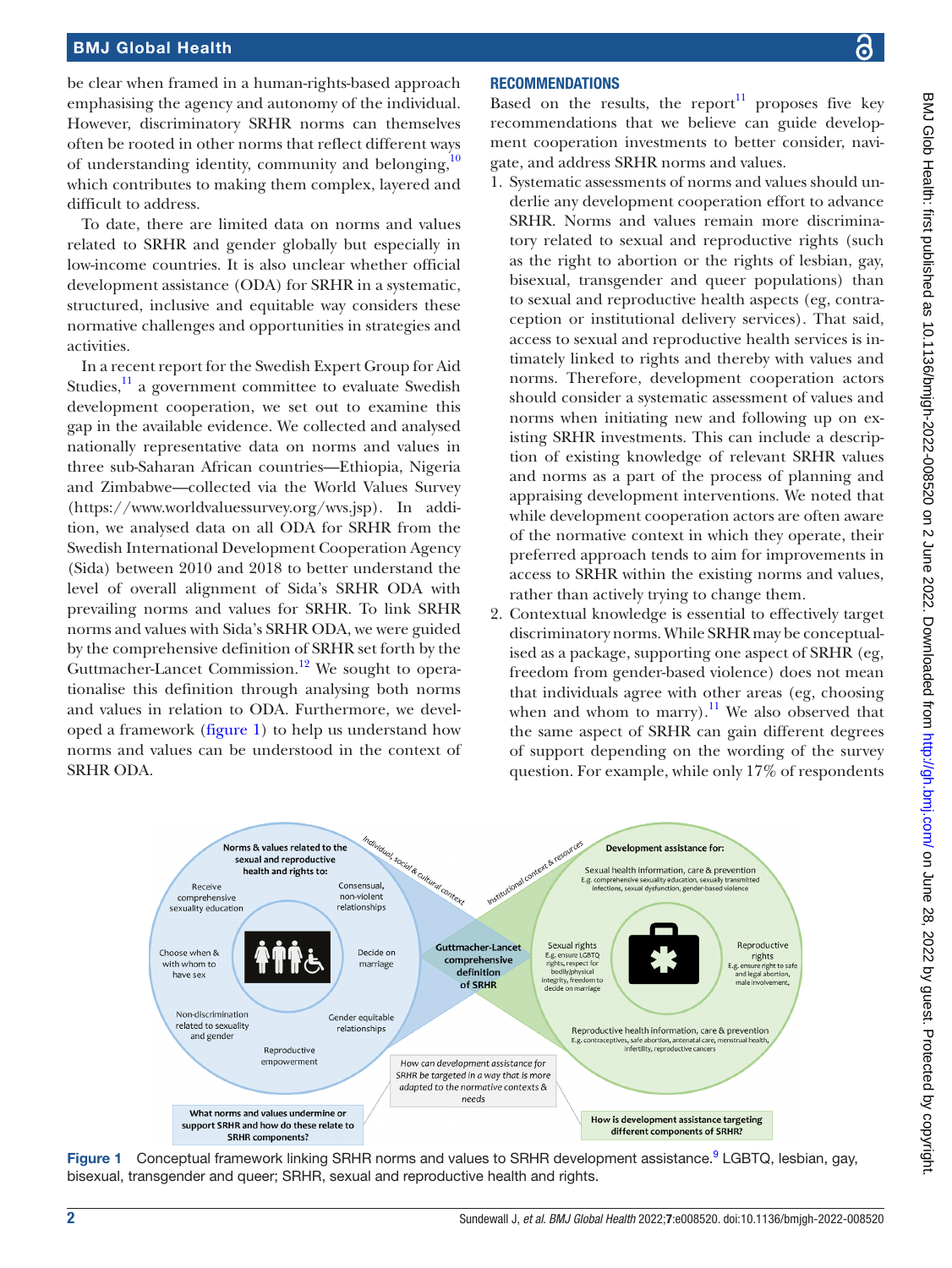be clear when framed in a human-rights-based approach emphasising the agency and autonomy of the individual. However, discriminatory SRHR norms can themselves often be rooted in other norms that reflect different ways of understanding identity, community and belonging,[10] which contributes to making them complex, layered and difficult to address.

To date, there are limited data on norms and values related to SRHR and gender globally but especially in low-income countries. It is also unclear whether official development assistance (ODA) for SRHR in a systematic, structured, inclusive and equitable way considers these normative challenges and opportunities in strategies and activities.

In a recent report for the Swedish Expert Group for Aid Studies,[11] a government committee to evaluate Swedish development cooperation, we set out to examine this gap in the available evidence. We collected and analysed nationally representative data on norms and values in three sub-Saharan African countries—Ethiopia, Nigeria and Zimbabwe—collected via the World Values Survey (https://www.worldvaluessurvey.org/wvs.jsp). In addition, we analysed data on all ODA for SRHR from the Swedish International Development Cooperation Agency (Sida) between 2010 and 2018 to better understand the level of overall alignment of Sida's SRHR ODA with prevailing norms and values for SRHR. To link SRHR norms and values with Sida's SRHR ODA, we were guided by the comprehensive definition of SRHR set forth by the Guttmacher-Lancet Commission.[12] We sought to operationalise this definition through analysing both norms and values in relation to ODA. Furthermore, we developed a framework (figure 1) to help us understand how norms and values can be understood in the context of SRHR ODA.

## RECOMMENDATIONS

Based on the results, the report[11] proposes five key recommendations that we believe can guide development cooperation investments to better consider, navigate, and address SRHR norms and values.

1. Systematic assessments of norms and values should underlie any development cooperation effort to advance SRHR. Norms and values remain more discriminatory related to sexual and reproductive rights (such as the right to abortion or the rights of lesbian, gay, bisexual, transgender and queer populations) than to sexual and reproductive health aspects (eg, contraception or institutional delivery services). That said, access to sexual and reproductive health services is intimately linked to rights and thereby with values and norms. Therefore, development cooperation actors should consider a systematic assessment of values and norms when initiating new and following up on existing SRHR investments. This can include a description of existing knowledge of relevant SRHR values and norms as a part of the process of planning and appraising development interventions. We noted that while development cooperation actors are often aware of the normative context in which they operate, their preferred approach tends to aim for improvements in access to SRHR within the existing norms and values, rather than actively trying to change them.
2. Contextual knowledge is essential to effectively target discriminatory norms. While SRHR may be conceptualised as a package, supporting one aspect of SRHR (eg, freedom from gender-based violence) does not mean that individuals agree with other areas (eg, choosing when and whom to marry).[11] We also observed that the same aspect of SRHR can gain different degrees of support depending on the wording of the survey question. For example, while only 17% of respondents

Figure 1 Conceptual framework linking SRHR norms and values to SRHR development assistance.[9] LGBTQ, lesbian, gay, bisexual, transgender and queer; SRHR, sexual and reproductive health and rights.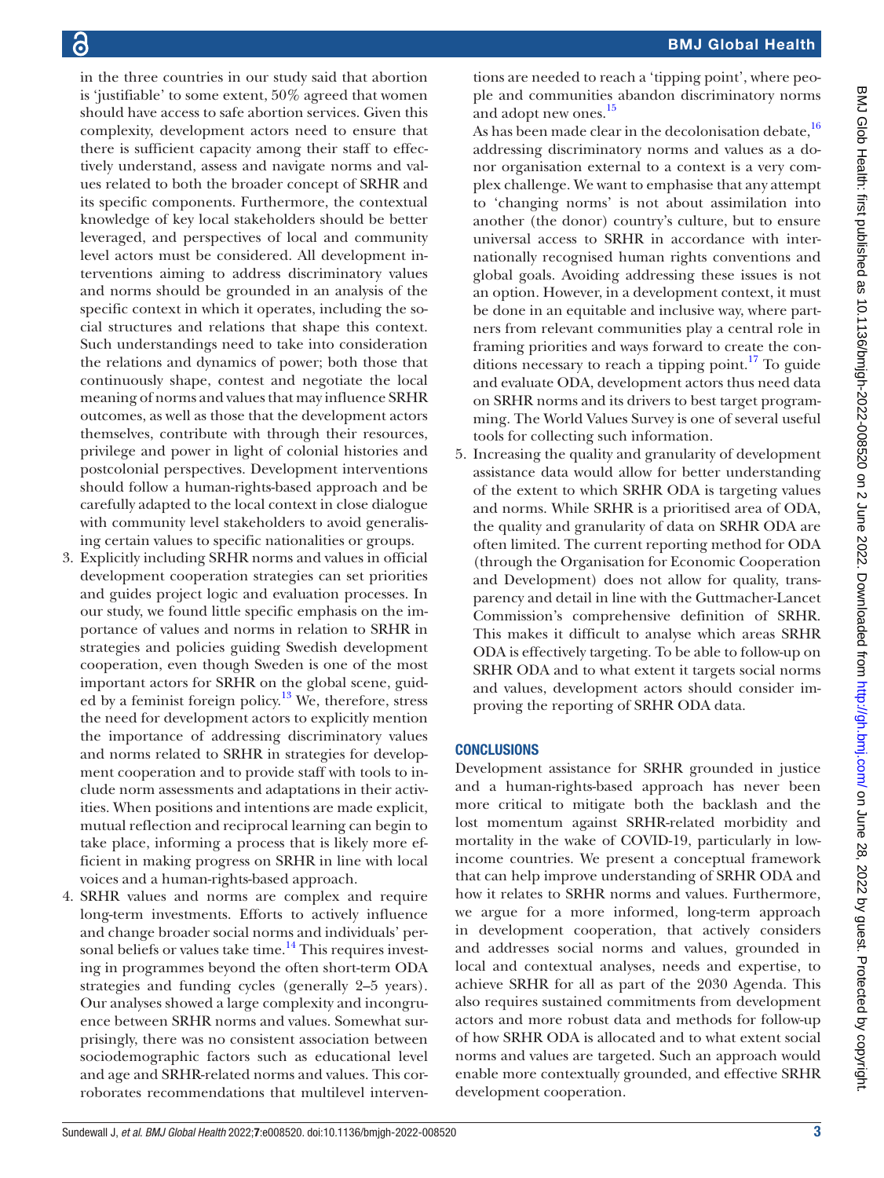in the three countries in our study said that abortion is 'justifiable' to some extent, 50% agreed that women should have access to safe abortion services. Given this complexity, development actors need to ensure that there is sufficient capacity among their staff to effectively understand, assess and navigate norms and values related to both the broader concept of SRHR and its specific components. Furthermore, the contextual knowledge of key local stakeholders should be better leveraged, and perspectives of local and community level actors must be considered. All development interventions aiming to address discriminatory values and norms should be grounded in an analysis of the specific context in which it operates, including the social structures and relations that shape this context. Such understandings need to take into consideration the relations and dynamics of power; both those that continuously shape, contest and negotiate the local meaning of norms and values that may influence SRHR outcomes, as well as those that the development actors themselves, contribute with through their resources, privilege and power in light of colonial histories and postcolonial perspectives. Development interventions should follow a human-rights-based approach and be carefully adapted to the local context in close dialogue with community level stakeholders to avoid generalising certain values to specific nationalities or groups.

3. Explicitly including SRHR norms and values in official development cooperation strategies can set priorities and guides project logic and evaluation processes. In our study, we found little specific emphasis on the importance of values and norms in relation to SRHR in strategies and policies guiding Swedish development cooperation, even though Sweden is one of the most important actors for SRHR on the global scene, guided by a feminist foreign policy.[13] We, therefore, stress the need for development actors to explicitly mention the importance of addressing discriminatory values and norms related to SRHR in strategies for development cooperation and to provide staff with tools to include norm assessments and adaptations in their activities. When positions and intentions are made explicit, mutual reflection and reciprocal learning can begin to take place, informing a process that is likely more efficient in making progress on SRHR in line with local voices and a human-rights-based approach.
4. SRHR values and norms are complex and require long-term investments. Efforts to actively influence and change broader social norms and individuals' personal beliefs or values take time.[14] This requires investing in programmes beyond the often short-term ODA strategies and funding cycles (generally 2–5 years). Our analyses showed a large complexity and incongruence between SRHR norms and values. Somewhat surprisingly, there was no consistent association between sociodemographic factors such as educational level and age and SRHR-related norms and values. This corroborates recommendations that multilevel interventions are needed to reach a 'tipping point', where people and communities abandon discriminatory norms and adopt new ones.[15]
   As has been made clear in the decolonisation debate,[16] addressing discriminatory norms and values as a donor organisation external to a context is a very complex challenge. We want to emphasise that any attempt to 'changing norms' is not about assimilation into another (the donor) country's culture, but to ensure universal access to SRHR in accordance with internationally recognised human rights conventions and global goals. Avoiding addressing these issues is not an option. However, in a development context, it must be done in an equitable and inclusive way, where partners from relevant communities play a central role in framing priorities and ways forward to create the conditions necessary to reach a tipping point.[17] To guide and evaluate ODA, development actors thus need data on SRHR norms and its drivers to best target programming. The World Values Survey is one of several useful tools for collecting such information.
5. Increasing the quality and granularity of development assistance data would allow for better understanding of the extent to which SRHR ODA is targeting values and norms. While SRHR is a prioritised area of ODA, the quality and granularity of data on SRHR ODA are often limited. The current reporting method for ODA (through the Organisation for Economic Cooperation and Development) does not allow for quality, transparency and detail in line with the Guttmacher-Lancet Commission's comprehensive definition of SRHR. This makes it difficult to analyse which areas SRHR ODA is effectively targeting. To be able to follow-up on SRHR ODA and to what extent it targets social norms and values, development actors should consider improving the reporting of SRHR ODA data.

## CONCLUSIONS

Development assistance for SRHR grounded in justice and a human-rights-based approach has never been more critical to mitigate both the backlash and the lost momentum against SRHR-related morbidity and mortality in the wake of COVID-19, particularly in low-income countries. We present a conceptual framework that can help improve understanding of SRHR ODA and how it relates to SRHR norms and values. Furthermore, we argue for a more informed, long-term approach in development cooperation, that actively considers and addresses social norms and values, grounded in local and contextual analyses, needs and expertise, to achieve SRHR for all as part of the 2030 Agenda. This also requires sustained commitments from development actors and more robust data and methods for follow-up of how SRHR ODA is allocated and to what extent social norms and values are targeted. Such an approach would enable more contextually grounded, and effective SRHR development cooperation.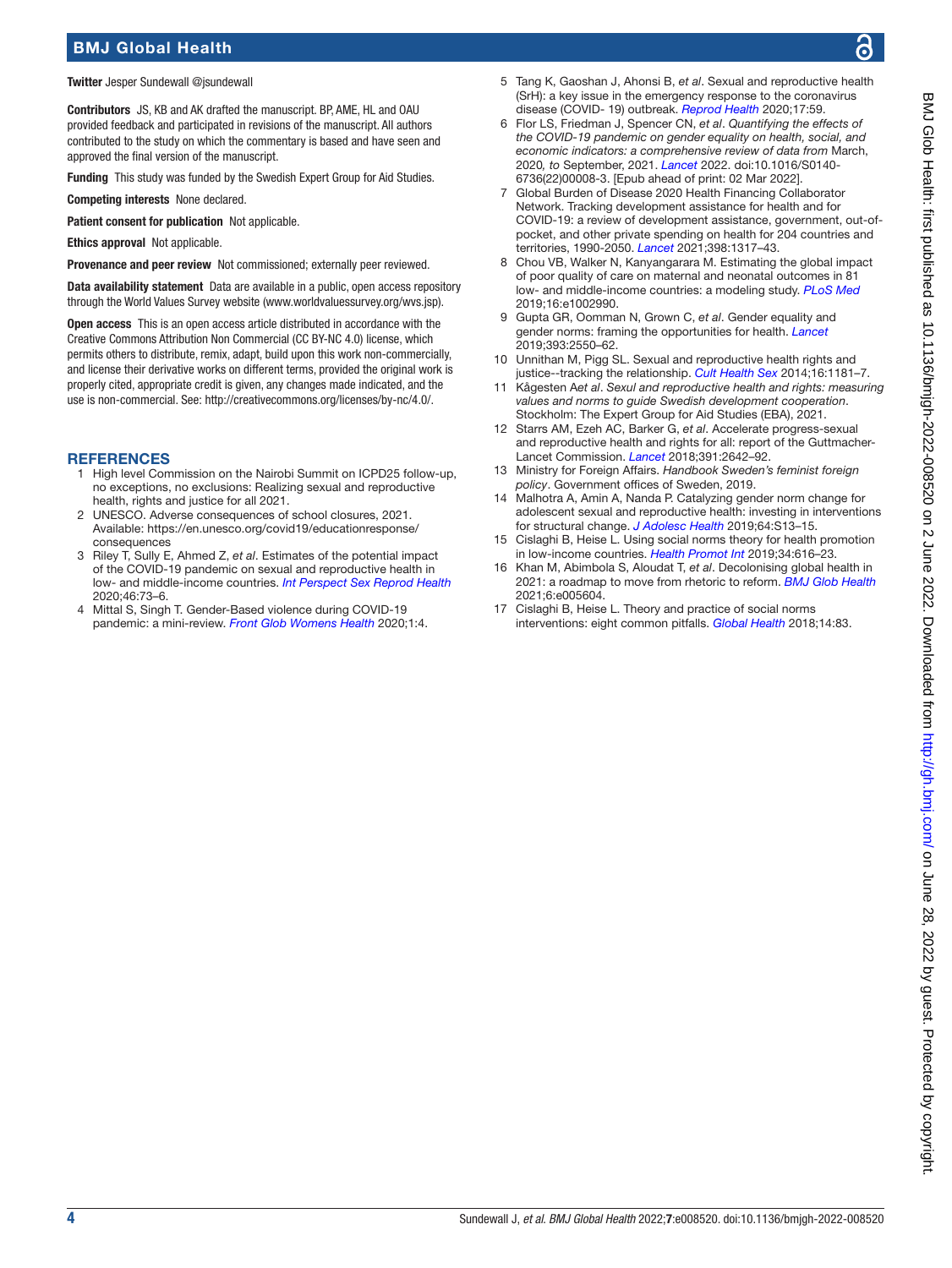**Twitter** Jesper Sundewall @jsundewall

**Contributors** JS, KB and AK drafted the manuscript. BP, AME, HL and OAU provided feedback and participated in revisions of the manuscript. All authors contributed to the study on which the commentary is based and have seen and approved the final version of the manuscript.

**Funding** This study was funded by the Swedish Expert Group for Aid Studies.

**Competing interests** None declared.

**Patient consent for publication** Not applicable.

**Ethics approval** Not applicable.

**Provenance and peer review** Not commissioned; externally peer reviewed.

**Data availability statement** Data are available in a public, open access repository through the World Values Survey website (www.worldvaluessurvey.org/wvs.jsp).

**Open access** This is an open access article distributed in accordance with the Creative Commons Attribution Non Commercial (CC BY-NC 4.0) license, which permits others to distribute, remix, adapt, build upon this work non-commercially, and license their derivative works on different terms, provided the original work is properly cited, appropriate credit is given, any changes made indicated, and the use is non-commercial. See: http://creativecommons.org/licenses/by-nc/4.0/.

## REFERENCES

1. High level Commission on the Nairobi Summit on ICPD25 follow-up, no exceptions, no exclusions: Realizing sexual and reproductive health, rights and justice for all 2021.
2. UNESCO. Adverse consequences of school closures, 2021. Available: https://en.unesco.org/covid19/educationresponse/consequences
3. Riley T, Sully E, Ahmed Z, *et al*. Estimates of the potential impact of the COVID-19 pandemic on sexual and reproductive health in low- and middle-income countries. *Int Perspect Sex Reprod Health* 2020;46:73–6.
4. Mittal S, Singh T. Gender-Based violence during COVID-19 pandemic: a mini-review. *Front Glob Womens Health* 2020;1:4.
5. Tang K, Gaoshan J, Ahonsi B, *et al*. Sexual and reproductive health (SrH): a key issue in the emergency response to the coronavirus disease (COVID- 19) outbreak. *Reprod Health* 2020;17:59.
6. Flor LS, Friedman J, Spencer CN, *et al*. *Quantifying the effects of the COVID-19 pandemic on gender equality on health, social, and economic indicators: a comprehensive review of data from* March, 2020, *to* September, 2021. *Lancet* 2022. doi:10.1016/S0140-6736(22)00008-3. [Epub ahead of print: 02 Mar 2022].
7. Global Burden of Disease 2020 Health Financing Collaborator Network. Tracking development assistance for health and for COVID-19: a review of development assistance, government, out-of-pocket, and other private spending on health for 204 countries and territories, 1990-2050. *Lancet* 2021;398:1317–43.
8. Chou VB, Walker N, Kanyangarara M. Estimating the global impact of poor quality of care on maternal and neonatal outcomes in 81 low- and middle-income countries: a modeling study. *PLoS Med* 2019;16:e1002990.
9. Gupta GR, Oomman N, Grown C, *et al*. Gender equality and gender norms: framing the opportunities for health. *Lancet* 2019;393:2550–62.
10. Unnithan M, Pigg SL. Sexual and reproductive health rights and justice--tracking the relationship. *Cult Health Sex* 2014;16:1181–7.
11. Kågesten A*et al*. *Sexul and reproductive health and rights: measuring values and norms to guide Swedish development cooperation*. Stockholm: The Expert Group for Aid Studies (EBA), 2021.
12. Starrs AM, Ezeh AC, Barker G, *et al*. Accelerate progress-sexual and reproductive health and rights for all: report of the Guttmacher-Lancet Commission. *Lancet* 2018;391:2642–92.
13. Ministry for Foreign Affairs. *Handbook Sweden's feminist foreign policy*. Government offices of Sweden, 2019.
14. Malhotra A, Amin A, Nanda P. Catalyzing gender norm change for adolescent sexual and reproductive health: investing in interventions for structural change. *J Adolesc Health* 2019;64:S13–15.
15. Cislaghi B, Heise L. Using social norms theory for health promotion in low-income countries. *Health Promot Int* 2019;34:616–23.
16. Khan M, Abimbola S, Aloudat T, *et al*. Decolonising global health in 2021: a roadmap to move from rhetoric to reform. *BMJ Glob Health* 2021;6:e005604.
17. Cislaghi B, Heise L. Theory and practice of social norms interventions: eight common pitfalls. *Global Health* 2018;14:83.